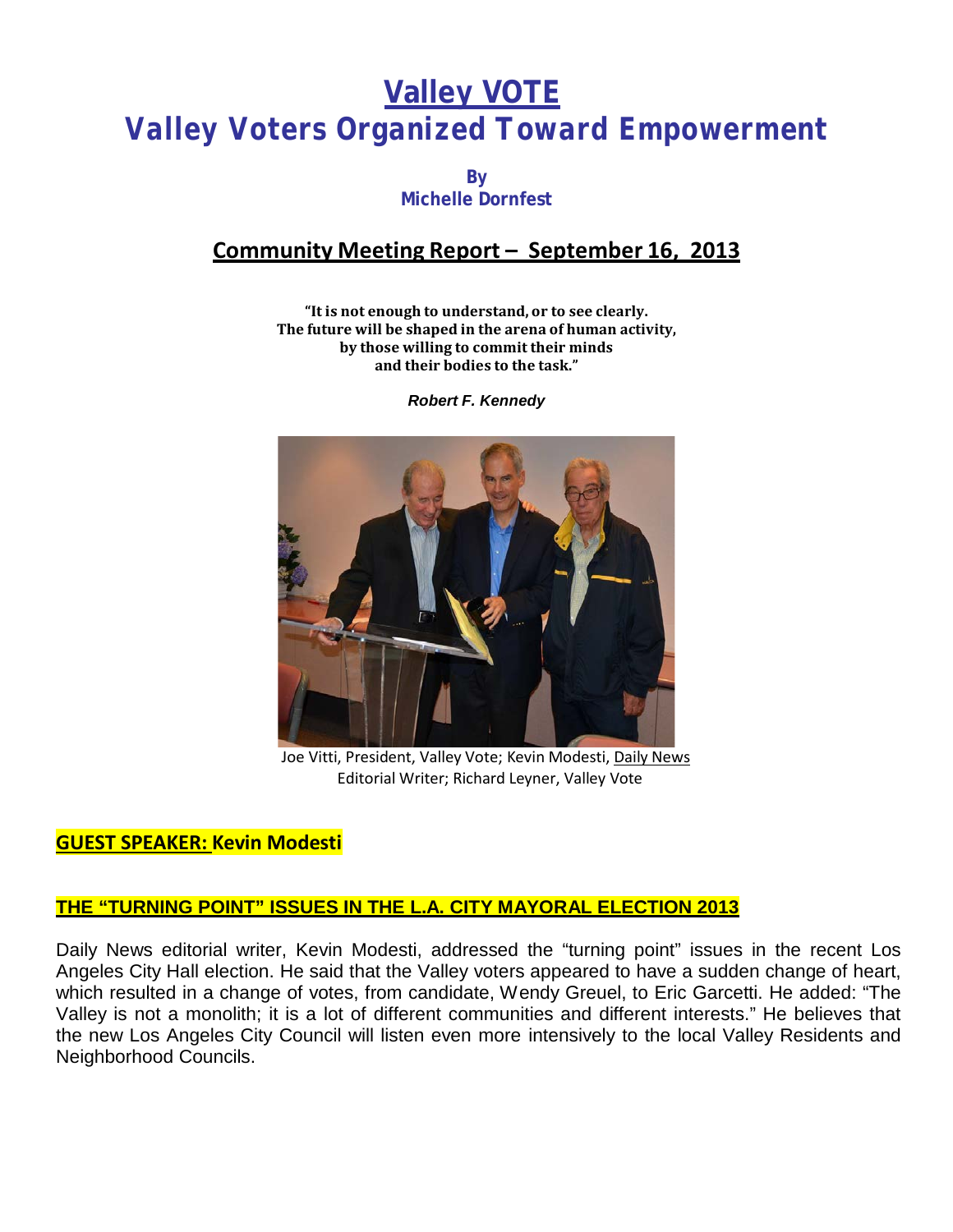# Valley VOTE

# Valley Voters Organized Toward Empowerment

**By**
**Michelle Dornfest**

## Community Meeting Report – September 16, 2013

**"It is not enough to understand, or to see clearly.**
**The future will be shaped in the arena of human activity,**
**by those willing to commit their minds**
**and their bodies to the task."**

***Robert F. Kennedy***

Joe Vitti, President, Valley Vote; Kevin Modesti, Daily News Editorial Writer; Richard Leyner, Valley Vote

### GUEST SPEAKER: Kevin Modesti

### THE "TURNING POINT" ISSUES IN THE L.A. CITY MAYORAL ELECTION 2013

Daily News editorial writer, Kevin Modesti, addressed the "turning point" issues in the recent Los Angeles City Hall election. He said that the Valley voters appeared to have a sudden change of heart, which resulted in a change of votes, from candidate, Wendy Greuel, to Eric Garcetti. He added: "The Valley is not a monolith; it is a lot of different communities and different interests." He believes that the new Los Angeles City Council will listen even more intensively to the local Valley Residents and Neighborhood Councils.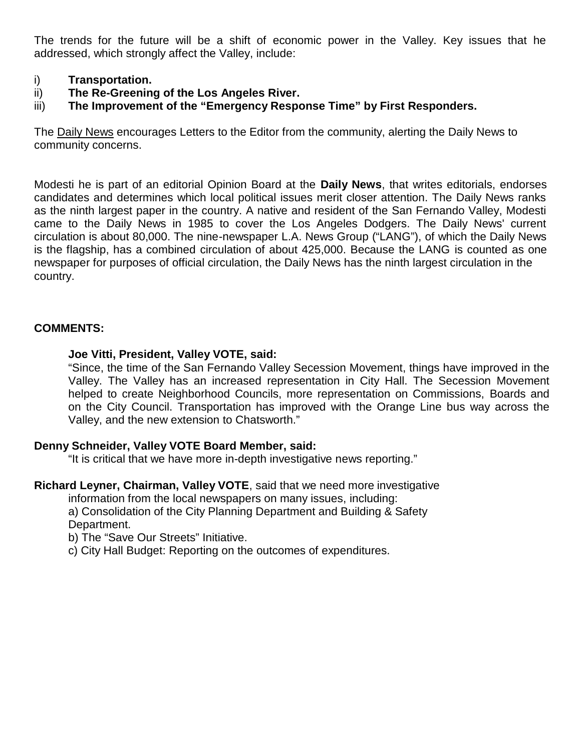The trends for the future will be a shift of economic power in the Valley. Key issues that he addressed, which strongly affect the Valley, include:

i) **Transportation.**
ii) **The Re-Greening of the Los Angeles River.**
iii) **The Improvement of the "Emergency Response Time" by First Responders.**

The Daily News encourages Letters to the Editor from the community, alerting the Daily News to community concerns.

Modesti he is part of an editorial Opinion Board at the **Daily News**, that writes editorials, endorses candidates and determines which local political issues merit closer attention. The Daily News ranks as the ninth largest paper in the country. A native and resident of the San Fernando Valley, Modesti came to the Daily News in 1985 to cover the Los Angeles Dodgers. The Daily News' current circulation is about 80,000. The nine-newspaper L.A. News Group ("LANG"), of which the Daily News is the flagship, has a combined circulation of about 425,000. Because the LANG is counted as one newspaper for purposes of official circulation, the Daily News has the ninth largest circulation in the country.

**COMMENTS:**

**Joe Vitti, President, Valley VOTE, said:**
"Since, the time of the San Fernando Valley Secession Movement, things have improved in the Valley. The Valley has an increased representation in City Hall. The Secession Movement helped to create Neighborhood Councils, more representation on Commissions, Boards and on the City Council. Transportation has improved with the Orange Line bus way across the Valley, and the new extension to Chatsworth."

**Denny Schneider, Valley VOTE Board Member, said:**
"It is critical that we have more in-depth investigative news reporting."

**Richard Leyner, Chairman, Valley VOTE**, said that we need more investigative information from the local newspapers on many issues, including:

a) Consolidation of the City Planning Department and Building & Safety Department.
b) The "Save Our Streets" Initiative.
c) City Hall Budget: Reporting on the outcomes of expenditures.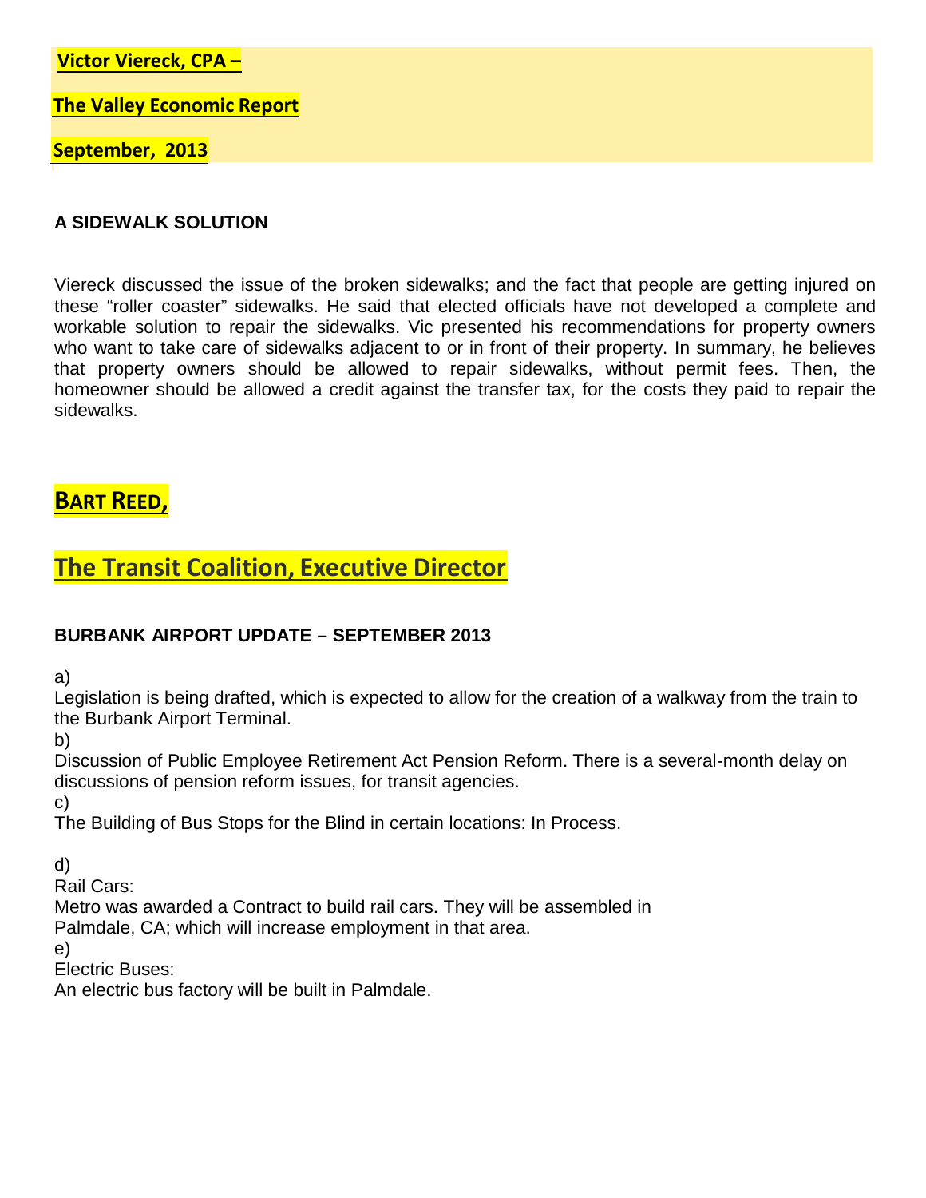**Victor Viereck, CPA –**

**The Valley Economic Report**

**September, 2013**

### A SIDEWALK SOLUTION

Viereck discussed the issue of the broken sidewalks; and the fact that people are getting injured on these "roller coaster" sidewalks. He said that elected officials have not developed a complete and workable solution to repair the sidewalks. Vic presented his recommendations for property owners who want to take care of sidewalks adjacent to or in front of their property. In summary, he believes that property owners should be allowed to repair sidewalks, without permit fees. Then, the homeowner should be allowed a credit against the transfer tax, for the costs they paid to repair the sidewalks.

## BART REED,

## The Transit Coalition, Executive Director

### BURBANK AIRPORT UPDATE – SEPTEMBER 2013

a)
Legislation is being drafted, which is expected to allow for the creation of a walkway from the train to the Burbank Airport Terminal.

b)
Discussion of Public Employee Retirement Act Pension Reform. There is a several-month delay on discussions of pension reform issues, for transit agencies.

c)
The Building of Bus Stops for the Blind in certain locations: In Process.

d)
Rail Cars:
Metro was awarded a Contract to build rail cars. They will be assembled in Palmdale, CA; which will increase employment in that area.

e)
Electric Buses:
An electric bus factory will be built in Palmdale.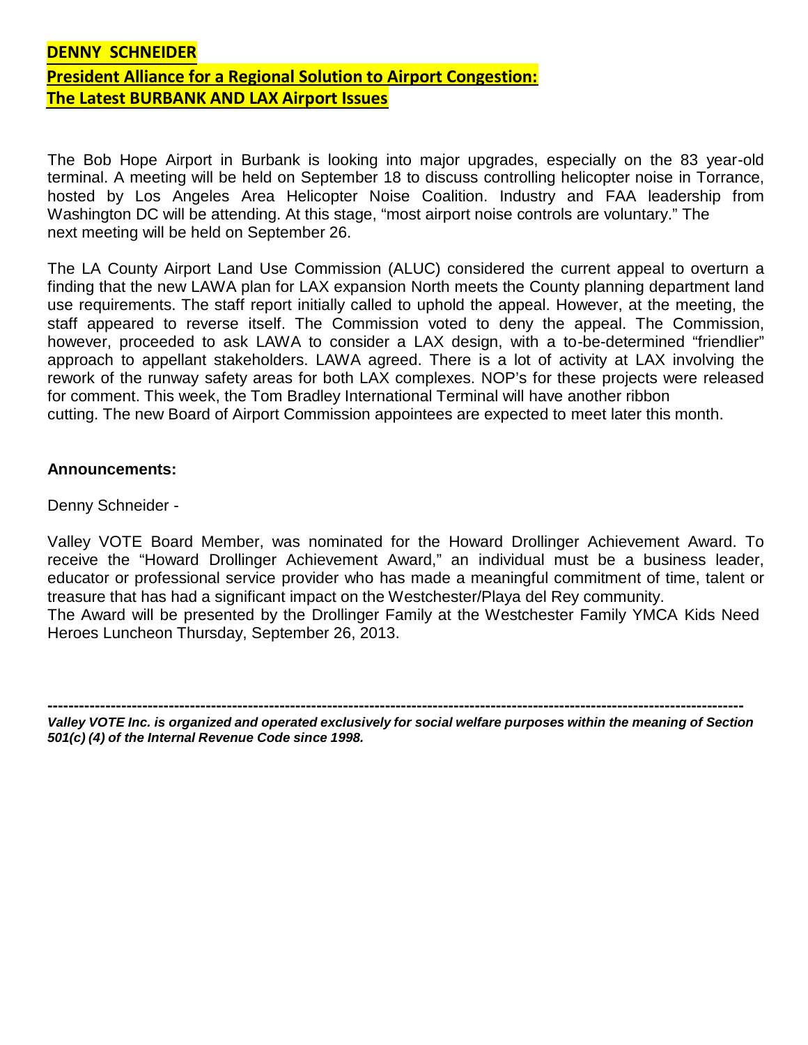**DENNY SCHNEIDER**

**President Alliance for a Regional Solution to Airport Congestion: The Latest BURBANK AND LAX Airport Issues**

The Bob Hope Airport in Burbank is looking into major upgrades, especially on the 83 year-old terminal. A meeting will be held on September 18 to discuss controlling helicopter noise in Torrance, hosted by Los Angeles Area Helicopter Noise Coalition. Industry and FAA leadership from Washington DC will be attending. At this stage, "most airport noise controls are voluntary." The next meeting will be held on September 26.

The LA County Airport Land Use Commission (ALUC) considered the current appeal to overturn a finding that the new LAWA plan for LAX expansion North meets the County planning department land use requirements. The staff report initially called to uphold the appeal. However, at the meeting, the staff appeared to reverse itself. The Commission voted to deny the appeal. The Commission, however, proceeded to ask LAWA to consider a LAX design, with a to-be-determined "friendlier" approach to appellant stakeholders. LAWA agreed. There is a lot of activity at LAX involving the rework of the runway safety areas for both LAX complexes. NOP's for these projects were released for comment. This week, the Tom Bradley International Terminal will have another ribbon cutting. The new Board of Airport Commission appointees are expected to meet later this month.

**Announcements:**

Denny Schneider -

Valley VOTE Board Member, was nominated for the Howard Drollinger Achievement Award. To receive the "Howard Drollinger Achievement Award," an individual must be a business leader, educator or professional service provider who has made a meaningful commitment of time, talent or treasure that has had a significant impact on the Westchester/Playa del Rey community.
The Award will be presented by the Drollinger Family at the Westchester Family YMCA Kids Need Heroes Luncheon Thursday, September 26, 2013.

---

***Valley VOTE Inc. is organized and operated exclusively for social welfare purposes within the meaning of Section 501(c) (4) of the Internal Revenue Code since 1998.***